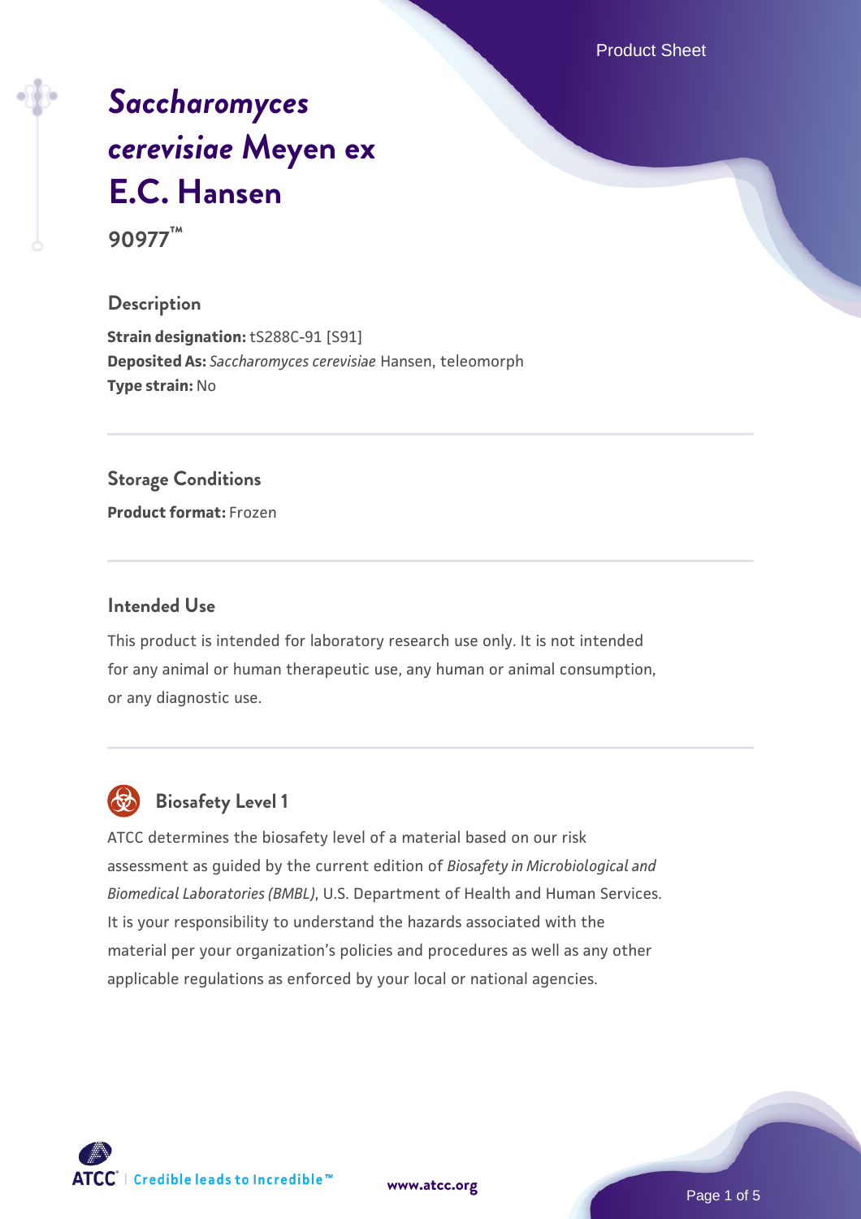# *Saccharomyces cerevisiae* Meyen ex E.C. Hansen

**90977™**

## Description

**Strain designation:** tS288C-91 [S91]
**Deposited As:** *Saccharomyces cerevisiae* Hansen, teleomorph
**Type strain:** No

## Storage Conditions

**Product format:** Frozen

## Intended Use

This product is intended for laboratory research use only. It is not intended for any animal or human therapeutic use, any human or animal consumption, or any diagnostic use.

## Biosafety Level 1

ATCC determines the biosafety level of a material based on our risk assessment as guided by the current edition of *Biosafety in Microbiological and Biomedical Laboratories (BMBL)*, U.S. Department of Health and Human Services. It is your responsibility to understand the hazards associated with the material per your organization's policies and procedures as well as any other applicable regulations as enforced by your local or national agencies.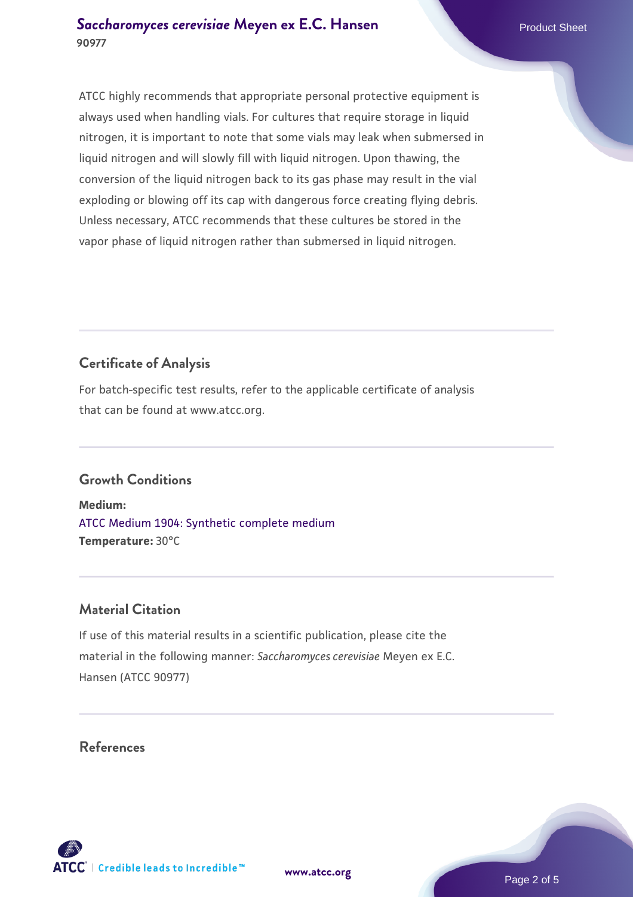ATCC highly recommends that appropriate personal protective equipment is always used when handling vials. For cultures that require storage in liquid nitrogen, it is important to note that some vials may leak when submersed in liquid nitrogen and will slowly fill with liquid nitrogen. Upon thawing, the conversion of the liquid nitrogen back to its gas phase may result in the vial exploding or blowing off its cap with dangerous force creating flying debris. Unless necessary, ATCC recommends that these cultures be stored in the vapor phase of liquid nitrogen rather than submersed in liquid nitrogen.

## Certificate of Analysis

For batch-specific test results, refer to the applicable certificate of analysis that can be found at www.atcc.org.

## Growth Conditions

**Medium:**
ATCC Medium 1904: Synthetic complete medium
**Temperature:** 30°C

## Material Citation

If use of this material results in a scientific publication, please cite the material in the following manner: *Saccharomyces cerevisiae* Meyen ex E.C. Hansen (ATCC 90977)

## References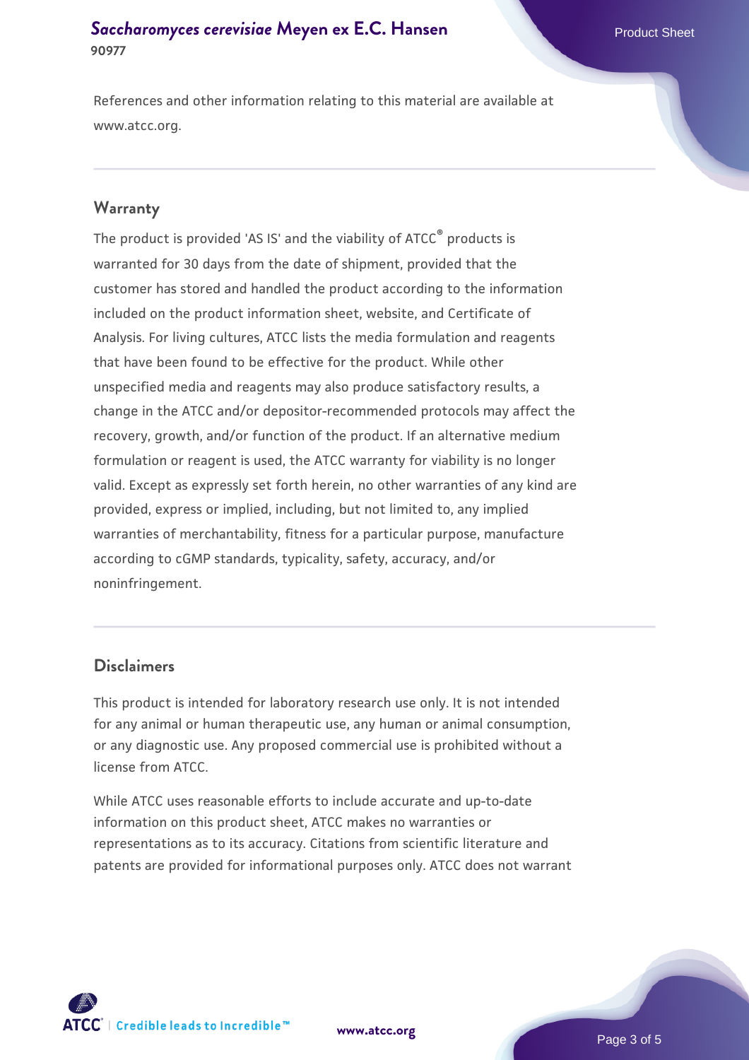References and other information relating to this material are available at www.atcc.org.

## Warranty

The product is provided 'AS IS' and the viability of ATCC® products is warranted for 30 days from the date of shipment, provided that the customer has stored and handled the product according to the information included on the product information sheet, website, and Certificate of Analysis. For living cultures, ATCC lists the media formulation and reagents that have been found to be effective for the product. While other unspecified media and reagents may also produce satisfactory results, a change in the ATCC and/or depositor-recommended protocols may affect the recovery, growth, and/or function of the product. If an alternative medium formulation or reagent is used, the ATCC warranty for viability is no longer valid. Except as expressly set forth herein, no other warranties of any kind are provided, express or implied, including, but not limited to, any implied warranties of merchantability, fitness for a particular purpose, manufacture according to cGMP standards, typicality, safety, accuracy, and/or noninfringement.

## Disclaimers

This product is intended for laboratory research use only. It is not intended for any animal or human therapeutic use, any human or animal consumption, or any diagnostic use. Any proposed commercial use is prohibited without a license from ATCC.

While ATCC uses reasonable efforts to include accurate and up-to-date information on this product sheet, ATCC makes no warranties or representations as to its accuracy. Citations from scientific literature and patents are provided for informational purposes only. ATCC does not warrant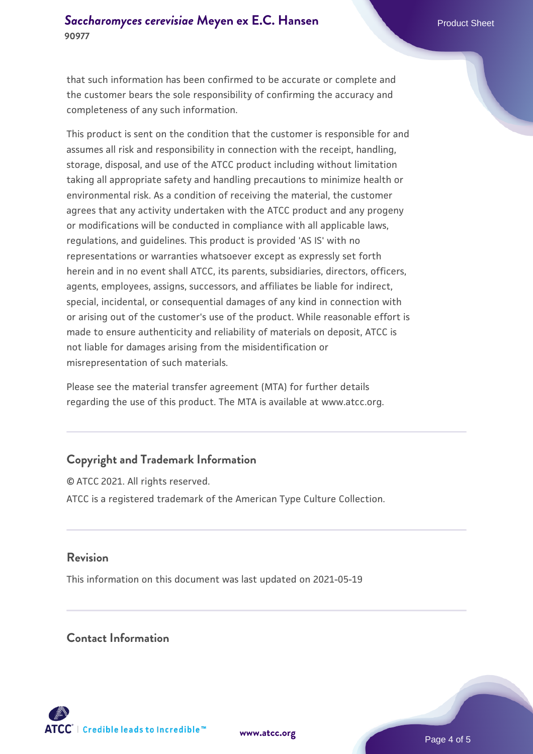that such information has been confirmed to be accurate or complete and the customer bears the sole responsibility of confirming the accuracy and completeness of any such information.

This product is sent on the condition that the customer is responsible for and assumes all risk and responsibility in connection with the receipt, handling, storage, disposal, and use of the ATCC product including without limitation taking all appropriate safety and handling precautions to minimize health or environmental risk. As a condition of receiving the material, the customer agrees that any activity undertaken with the ATCC product and any progeny or modifications will be conducted in compliance with all applicable laws, regulations, and guidelines. This product is provided 'AS IS' with no representations or warranties whatsoever except as expressly set forth herein and in no event shall ATCC, its parents, subsidiaries, directors, officers, agents, employees, assigns, successors, and affiliates be liable for indirect, special, incidental, or consequential damages of any kind in connection with or arising out of the customer's use of the product. While reasonable effort is made to ensure authenticity and reliability of materials on deposit, ATCC is not liable for damages arising from the misidentification or misrepresentation of such materials.

Please see the material transfer agreement (MTA) for further details regarding the use of this product. The MTA is available at www.atcc.org.

## Copyright and Trademark Information

© ATCC 2021. All rights reserved.

ATCC is a registered trademark of the American Type Culture Collection.

## Revision

This information on this document was last updated on 2021-05-19

## Contact Information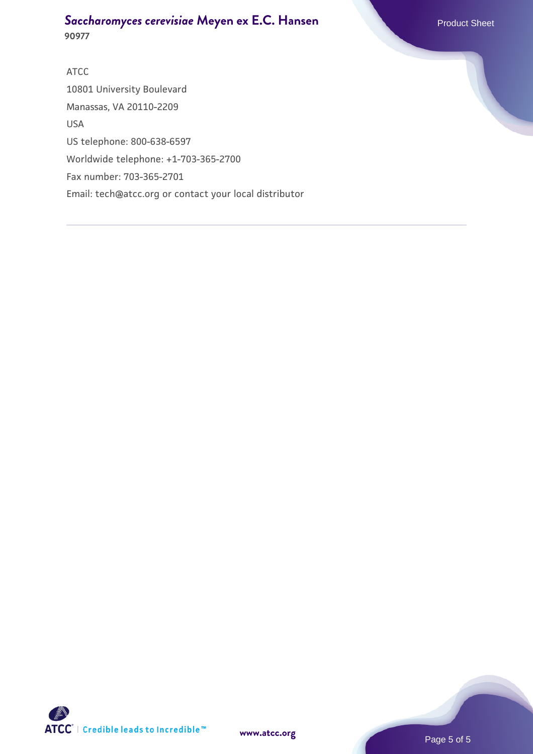ATCC

10801 University Boulevard

Manassas, VA 20110-2209

USA

US telephone: 800-638-6597

Worldwide telephone: +1-703-365-2700

Fax number: 703-365-2701

Email: tech@atcc.org or contact your local distributor